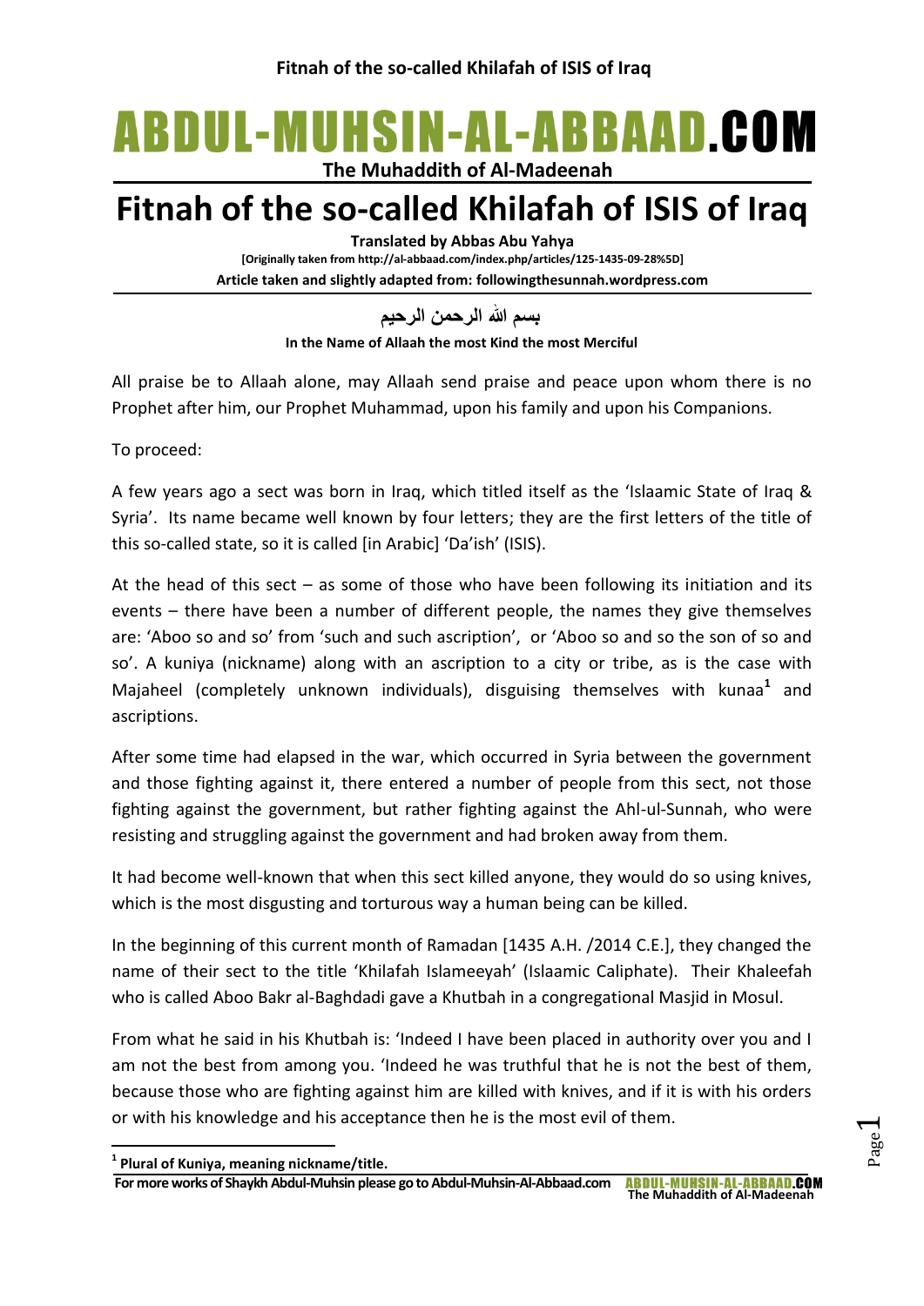# ABDUL-MUHSIN-AL-ABBAAD.COM

**The Muhaddith of Al-Madeenah**

# Fitnah of the so-called Khilafah of ISIS of Iraq

**Translated by Abbas Abu Yahya**

**[Originally taken from http://al-abbaad.com/index.php/articles/125-1435-09-28%5D]**

**Article taken and slightly adapted from: followingthesunnah.wordpress.com**

**بسم الله الرحمن الرحيم**

**In the Name of Allaah the most Kind the most Merciful**

All praise be to Allaah alone, may Allaah send praise and peace upon whom there is no Prophet after him, our Prophet Muhammad, upon his family and upon his Companions.

To proceed:

A few years ago a sect was born in Iraq, which titled itself as the 'Islaamic State of Iraq & Syria'. Its name became well known by four letters; they are the first letters of the title of this so-called state, so it is called [in Arabic] 'Da'ish' (ISIS).

At the head of this sect – as some of those who have been following its initiation and its events – there have been a number of different people, the names they give themselves are: 'Aboo so and so' from 'such and such ascription', or 'Aboo so and so the son of so and so'. A kuniya (nickname) along with an ascription to a city or tribe, as is the case with Majaheel (completely unknown individuals), disguising themselves with kunaa[1] and ascriptions.

After some time had elapsed in the war, which occurred in Syria between the government and those fighting against it, there entered a number of people from this sect, not those fighting against the government, but rather fighting against the Ahl-ul-Sunnah, who were resisting and struggling against the government and had broken away from them.

It had become well-known that when this sect killed anyone, they would do so using knives, which is the most disgusting and torturous way a human being can be killed.

In the beginning of this current month of Ramadan [1435 A.H. /2014 C.E.], they changed the name of their sect to the title 'Khilafah Islameeyah' (Islaamic Caliphate). Their Khaleefah who is called Aboo Bakr al-Baghdadi gave a Khutbah in a congregational Masjid in Mosul.

From what he said in his Khutbah is: 'Indeed I have been placed in authority over you and I am not the best from among you. 'Indeed he was truthful that he is not the best of them, because those who are fighting against him are killed with knives, and if it is with his orders or with his knowledge and his acceptance then he is the most evil of them.

---

[1] **Plural of Kuniya, meaning nickname/title.**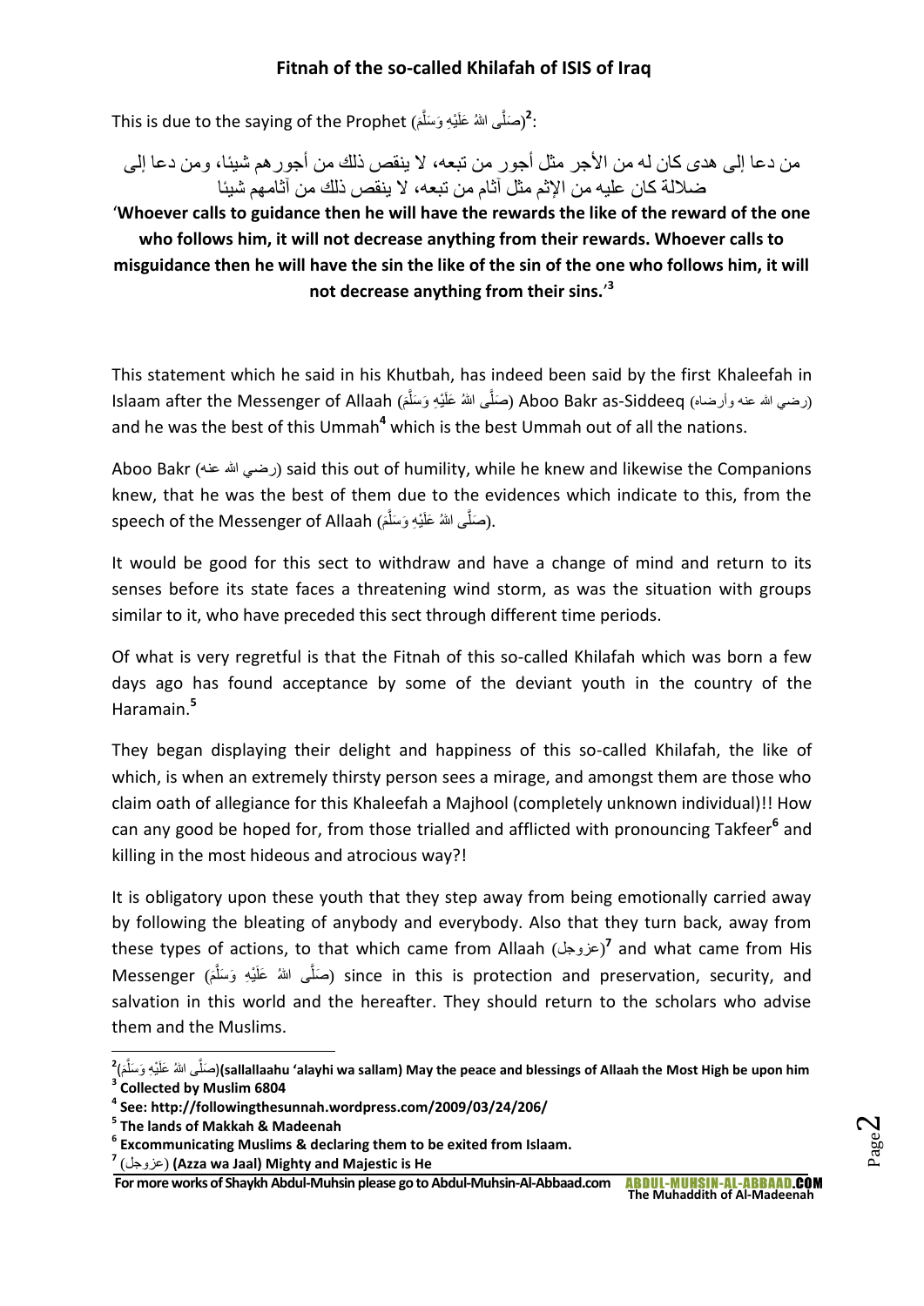This is due to the saying of the Prophet (صَلَّى اللهُ عَلَيْهِ وَسَلَّمَ)[2]:

من دعا إلى هدى كان له من الأجر مثل أجور من تبعه، لا ينقص ذلك من أجورهم شيئا، ومن دعا إلى ضلالة كان عليه من الإثم مثل آثام من تبعه، لا ينقص ذلك من آثامهم شيئا

'**Whoever calls to guidance then he will have the rewards the like of the reward of the one who follows him, it will not decrease anything from their rewards. Whoever calls to misguidance then he will have the sin the like of the sin of the one who follows him, it will not decrease anything from their sins.**'[3]

This statement which he said in his Khutbah, has indeed been said by the first Khaleefah in Islaam after the Messenger of Allaah (صَلَّى اللهُ عَلَيْهِ وَسَلَّمَ) Aboo Bakr as-Siddeeq (رضي الله عنه وأرضاه) and he was the best of this Ummah[4] which is the best Ummah out of all the nations.

Aboo Bakr (رضي الله عنه) said this out of humility, while he knew and likewise the Companions knew, that he was the best of them due to the evidences which indicate to this, from the speech of the Messenger of Allaah (صَلَّى اللهُ عَلَيْهِ وَسَلَّمَ).

It would be good for this sect to withdraw and have a change of mind and return to its senses before its state faces a threatening wind storm, as was the situation with groups similar to it, who have preceded this sect through different time periods.

Of what is very regretful is that the Fitnah of this so-called Khilafah which was born a few days ago has found acceptance by some of the deviant youth in the country of the Haramain.[5]

They began displaying their delight and happiness of this so-called Khilafah, the like of which, is when an extremely thirsty person sees a mirage, and amongst them are those who claim oath of allegiance for this Khaleefah a Majhool (completely unknown individual)!! How can any good be hoped for, from those trialled and afflicted with pronouncing Takfeer[6] and killing in the most hideous and atrocious way?!

It is obligatory upon these youth that they step away from being emotionally carried away by following the bleating of anybody and everybody. Also that they turn back, away from these types of actions, to that which came from Allaah (عزوجل)[7] and what came from His Messenger (صَلَّى اللهُ عَلَيْهِ وَسَلَّمَ) since in this is protection and preservation, security, and salvation in this world and the hereafter. They should return to the scholars who advise them and the Muslims.

---

[2] (صَلَّى اللهُ عَلَيْهِ وَسَلَّمَ)**(sallallaahu 'alayhi wa sallam) May the peace and blessings of Allaah the Most High be upon him**

[3] **Collected by Muslim 6804**

[4] **See: http://followingthesunnah.wordpress.com/2009/03/24/206/**

[5] **The lands of Makkah & Madeenah**

[6] **Excommunicating Muslims & declaring them to be exited from Islaam.**

[7] (عزوجل) **(Azza wa Jaal) Mighty and Majestic is He**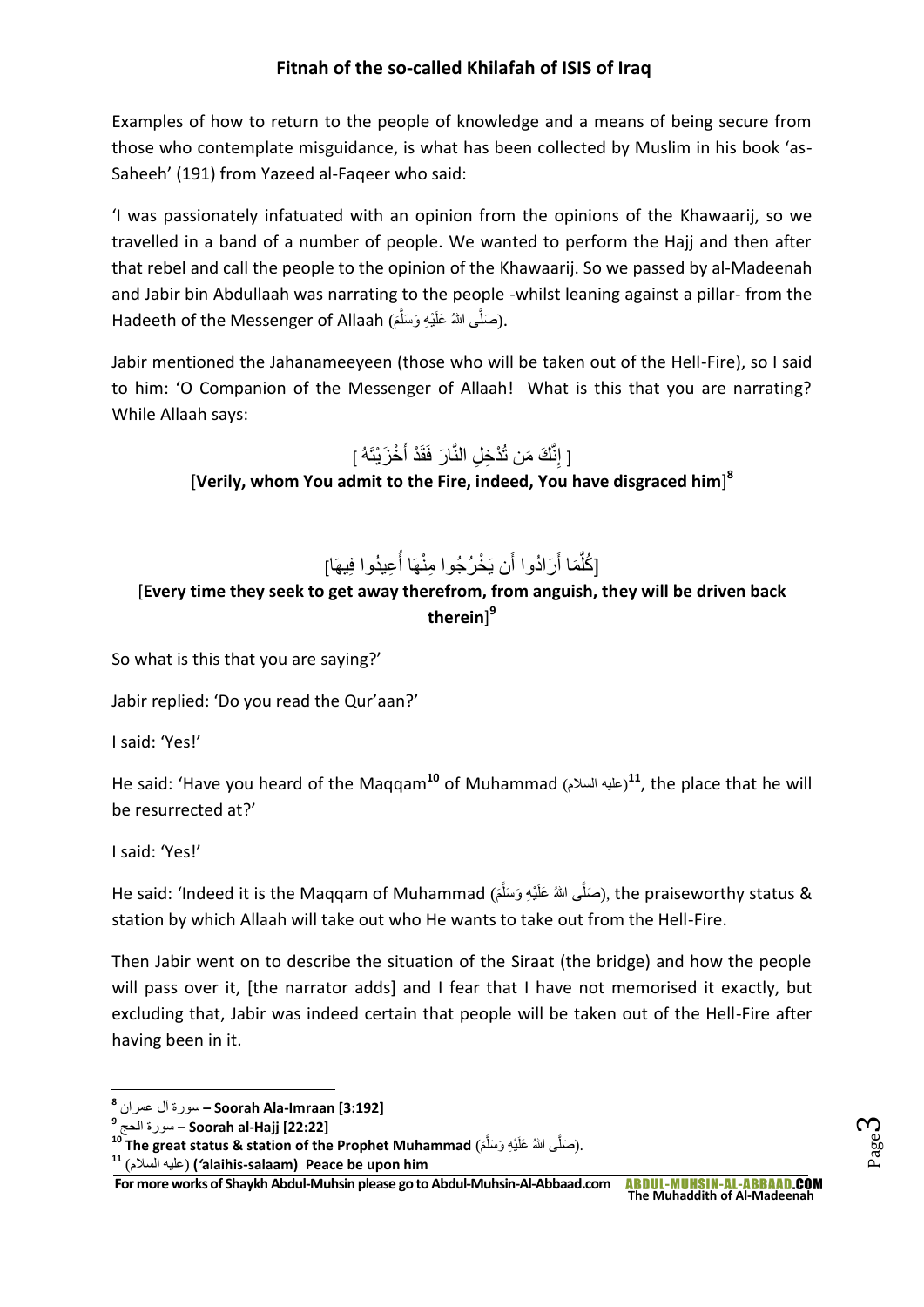Examples of how to return to the people of knowledge and a means of being secure from those who contemplate misguidance, is what has been collected by Muslim in his book 'as-Saheeh' (191) from Yazeed al-Faqeer who said:

'I was passionately infatuated with an opinion from the opinions of the Khawaarij, so we travelled in a band of a number of people. We wanted to perform the Hajj and then after that rebel and call the people to the opinion of the Khawaarij. So we passed by al-Madeenah and Jabir bin Abdullaah was narrating to the people -whilst leaning against a pillar- from the Hadeeth of the Messenger of Allaah (صَلَّى اللهُ عَلَيْهِ وَسَلَّمَ).

Jabir mentioned the Jahanameeyeen (those who will be taken out of the Hell-Fire), so I said to him: 'O Companion of the Messenger of Allaah! What is this that you are narrating? While Allaah says:

[ إِنَّكَ مَن تُدْخِلِ النَّارَ فَقَدْ أَخْزَيْتَهُ ]

**[Verily, whom You admit to the Fire, indeed, You have disgraced him]**[8]

[كُلَّمَا أَرَادُوا أَن يَخْرُجُوا مِنْهَا أُعِيدُوا فِيهَا]

**[Every time they seek to get away therefrom, from anguish, they will be driven back therein]**[9]

So what is this that you are saying?'

Jabir replied: 'Do you read the Qur'aan?'

I said: 'Yes!'

He said: 'Have you heard of the Maqqam[10] of Muhammad (عليه السلام)[11], the place that he will be resurrected at?'

I said: 'Yes!'

He said: 'Indeed it is the Maqqam of Muhammad (صَلَّى اللهُ عَلَيْهِ وَسَلَّمَ), the praiseworthy status & station by which Allaah will take out who He wants to take out from the Hell-Fire.

Then Jabir went on to describe the situation of the Siraat (the bridge) and how the people will pass over it, [the narrator adds] and I fear that I have not memorised it exactly, but excluding that, Jabir was indeed certain that people will be taken out of the Hell-Fire after having been in it.

---

[8] سورة آل عمران – **Soorah Ala-Imraan [3:192]**

[9] سورة الحج – **Soorah al-Hajj [22:22]**

[10] **The great status & station of the Prophet Muhammad** (صَلَّى اللهُ عَلَيْهِ وَسَلَّمَ).

[11] (عليه السلام) **('alaihis-salaam) Peace be upon him**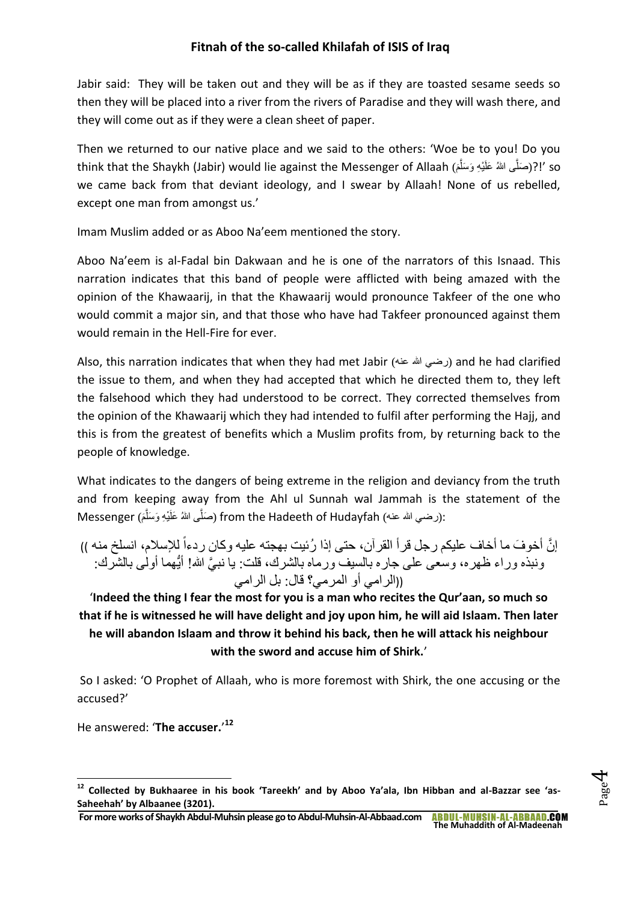Jabir said: They will be taken out and they will be as if they are toasted sesame seeds so then they will be placed into a river from the rivers of Paradise and they will wash there, and they will come out as if they were a clean sheet of paper.

Then we returned to our native place and we said to the others: 'Woe be to you! Do you think that the Shaykh (Jabir) would lie against the Messenger of Allaah (صَلَّى اللهُ عَلَيْهِ وَسَلَّمَ)?!' so we came back from that deviant ideology, and I swear by Allaah! None of us rebelled, except one man from amongst us.'

Imam Muslim added or as Aboo Na'eem mentioned the story.

Aboo Na'eem is al-Fadal bin Dakwaan and he is one of the narrators of this Isnaad. This narration indicates that this band of people were afflicted with being amazed with the opinion of the Khawaarij, in that the Khawaarij would pronounce Takfeer of the one who would commit a major sin, and that those who have had Takfeer pronounced against them would remain in the Hell-Fire for ever.

Also, this narration indicates that when they had met Jabir (رضي الله عنه) and he had clarified the issue to them, and when they had accepted that which he directed them to, they left the falsehood which they had understood to be correct. They corrected themselves from the opinion of the Khawaarij which they had intended to fulfil after performing the Hajj, and this is from the greatest of benefits which a Muslim profits from, by returning back to the people of knowledge.

What indicates to the dangers of being extreme in the religion and deviancy from the truth and from keeping away from the Ahl ul Sunnah wal Jammah is the statement of the Messenger (صَلَّى اللهُ عَلَيْهِ وَسَلَّمَ) from the Hadeeth of Hudayfah (رضي الله عنه):

(( إنَّ أخوفَ ما أخاف عليكم رجل قرأ القرآن، حتى إذا رُئيت بهجته عليه وكان ردءاً للإسلام، انسلخ منه ونبذه وراء ظهره، وسعى على جاره بالسيف ورماه بالشرك، قلت: يا نبيَّ الله! أيُّهما أولى بالشرك: الرامي أو المرمي؟ قال: بل الرامي))

'**Indeed the thing I fear the most for you is a man who recites the Qur'aan, so much so that if he is witnessed he will have delight and joy upon him, he will aid Islaam. Then later he will abandon Islaam and throw it behind his back, then he will attack his neighbour with the sword and accuse him of Shirk.**'

So I asked: 'O Prophet of Allaah, who is more foremost with Shirk, the one accusing or the accused?'

He answered: '**The accuser.**'[12]

---

[12] **Collected by Bukhaaree in his book 'Tareekh' and by Aboo Ya'ala, Ibn Hibban and al-Bazzar see 'as-Saheehah' by Albaanee (3201).**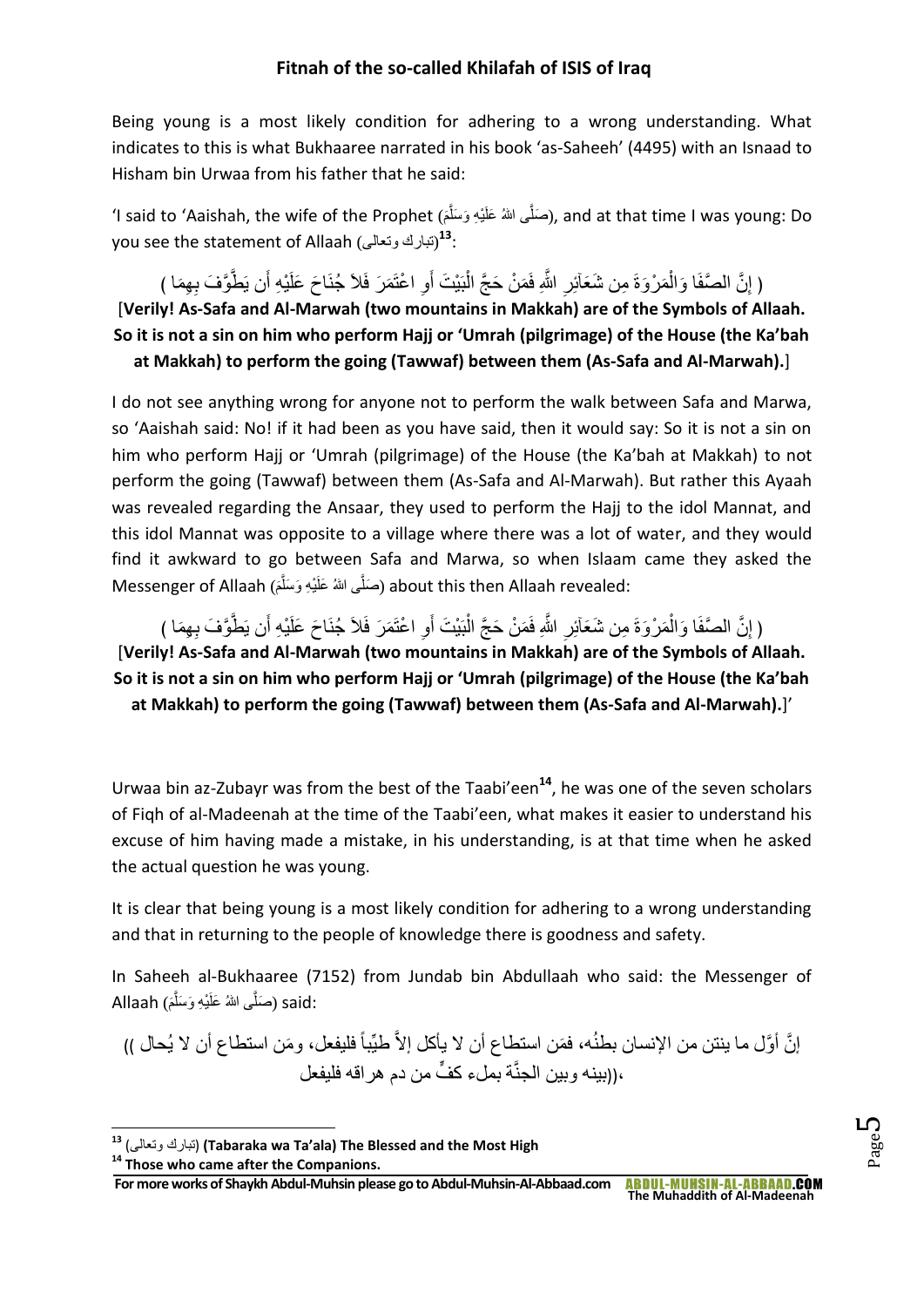**Fitnah of the so-called Khilafah of ISIS of Iraq**

Being young is a most likely condition for adhering to a wrong understanding. What indicates to this is what Bukhaaree narrated in his book 'as-Saheeh' (4495) with an Isnaad to Hisham bin Urwaa from his father that he said:

'I said to 'Aaishah, the wife of the Prophet (صَلَّى اللهُ عَلَيْهِ وَسَلَّمَ), and at that time I was young: Do you see the statement of Allaah (تبارك وتعالى)[13]:

( إِنَّ الصَّفَا وَالْمَرْوَةَ مِن شَعَآئِرِ اللّهِ فَمَنْ حَجَّ الْبَيْتَ أَوِ اعْتَمَرَ فَلاَ جُنَاحَ عَلَيْهِ أَن يَطَّوَّفَ بِهِمَا )

[**Verily! As-Safa and Al-Marwah (two mountains in Makkah) are of the Symbols of Allaah. So it is not a sin on him who perform Hajj or 'Umrah (pilgrimage) of the House (the Ka'bah at Makkah) to perform the going (Tawwaf) between them (As-Safa and Al-Marwah).**]

I do not see anything wrong for anyone not to perform the walk between Safa and Marwa, so 'Aaishah said: No! if it had been as you have said, then it would say: So it is not a sin on him who perform Hajj or 'Umrah (pilgrimage) of the House (the Ka'bah at Makkah) to not perform the going (Tawwaf) between them (As-Safa and Al-Marwah). But rather this Ayaah was revealed regarding the Ansaar, they used to perform the Hajj to the idol Mannat, and this idol Mannat was opposite to a village where there was a lot of water, and they would find it awkward to go between Safa and Marwa, so when Islaam came they asked the Messenger of Allaah (صَلَّى اللهُ عَلَيْهِ وَسَلَّمَ) about this then Allaah revealed:

( إِنَّ الصَّفَا وَالْمَرْوَةَ مِن شَعَآئِرِ اللّهِ فَمَنْ حَجَّ الْبَيْتَ أَوِ اعْتَمَرَ فَلاَ جُنَاحَ عَلَيْهِ أَن يَطَّوَّفَ بِهِمَا )

[**Verily! As-Safa and Al-Marwah (two mountains in Makkah) are of the Symbols of Allaah. So it is not a sin on him who perform Hajj or 'Umrah (pilgrimage) of the House (the Ka'bah at Makkah) to perform the going (Tawwaf) between them (As-Safa and Al-Marwah).**]'

Urwaa bin az-Zubayr was from the best of the Taabi'een[14], he was one of the seven scholars of Fiqh of al-Madeenah at the time of the Taabi'een, what makes it easier to understand his excuse of him having made a mistake, in his understanding, is at that time when he asked the actual question he was young.

It is clear that being young is a most likely condition for adhering to a wrong understanding and that in returning to the people of knowledge there is goodness and safety.

In Saheeh al-Bukhaaree (7152) from Jundab bin Abdullaah who said: the Messenger of Allaah (صَلَّى اللهُ عَلَيْهِ وَسَلَّمَ) said:

(( إنَّ أوَّل ما ينتن من الإنسان بطنُه، فمَن استطاع أن لا يأكل إلاَّ طيِّباً فليفعل، ومَن استطاع أن لا يُحال بينه وبين الجنَّة بملء كفٍّ من دم هراقه فليفعل ))،

---

[13] (تبارك وتعالى) **(Tabaraka wa Ta'ala) The Blessed and the Most High**

[14] **Those who came after the Companions.**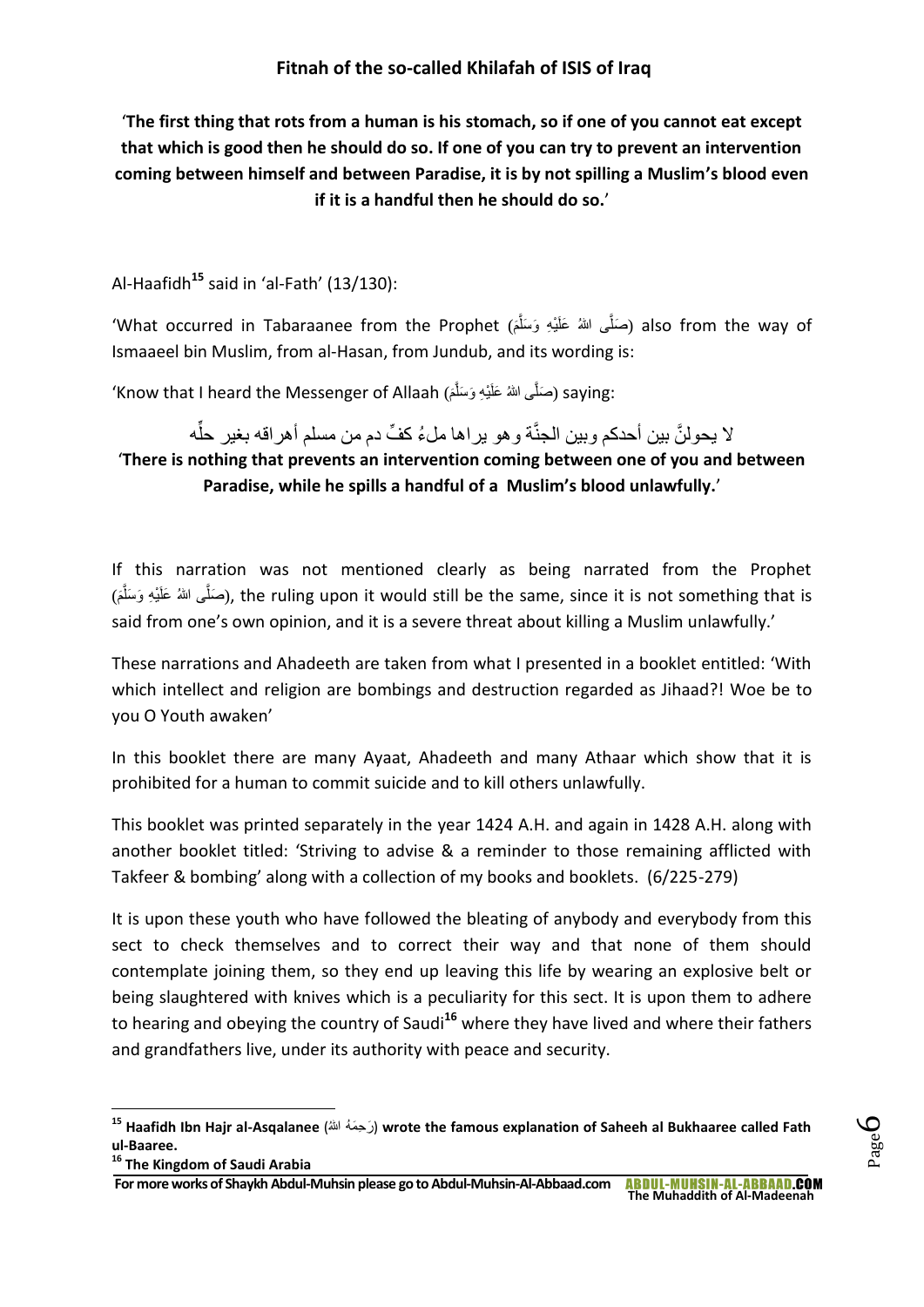**Fitnah of the so-called Khilafah of ISIS of Iraq**

'**The first thing that rots from a human is his stomach, so if one of you cannot eat except that which is good then he should do so. If one of you can try to prevent an intervention coming between himself and between Paradise, it is by not spilling a Muslim's blood even if it is a handful then he should do so.**'

Al-Haafidh[15] said in 'al-Fath' (13/130):

'What occurred in Tabaraanee from the Prophet (صَلَّى اللهُ عَلَيْهِ وَسَلَّمَ) also from the way of Ismaaeel bin Muslim, from al-Hasan, from Jundub, and its wording is:

'Know that I heard the Messenger of Allaah (صَلَّى اللهُ عَلَيْهِ وَسَلَّمَ) saying:

لا يحولنَّ بين أحدكم وبين الجنَّة وهو يراها ملءُ كفٍّ دم من مسلم أهراقه بغير حلِّه

'**There is nothing that prevents an intervention coming between one of you and between Paradise, while he spills a handful of a Muslim's blood unlawfully.**'

If this narration was not mentioned clearly as being narrated from the Prophet (صَلَّى اللهُ عَلَيْهِ وَسَلَّمَ), the ruling upon it would still be the same, since it is not something that is said from one's own opinion, and it is a severe threat about killing a Muslim unlawfully.'

These narrations and Ahadeeth are taken from what I presented in a booklet entitled: 'With which intellect and religion are bombings and destruction regarded as Jihaad?! Woe be to you O Youth awaken'

In this booklet there are many Ayaat, Ahadeeth and many Athaar which show that it is prohibited for a human to commit suicide and to kill others unlawfully.

This booklet was printed separately in the year 1424 A.H. and again in 1428 A.H. along with another booklet titled: 'Striving to advise & a reminder to those remaining afflicted with Takfeer & bombing' along with a collection of my books and booklets. (6/225-279)

It is upon these youth who have followed the bleating of anybody and everybody from this sect to check themselves and to correct their way and that none of them should contemplate joining them, so they end up leaving this life by wearing an explosive belt or being slaughtered with knives which is a peculiarity for this sect. It is upon them to adhere to hearing and obeying the country of Saudi[16] where they have lived and where their fathers and grandfathers live, under its authority with peace and security.

---

[15] **Haafidh Ibn Hajr al-Asqalanee** (رَحِمَهُ الله) **wrote the famous explanation of Saheeh al Bukhaaree called Fath ul-Baaree.**

[16] **The Kingdom of Saudi Arabia**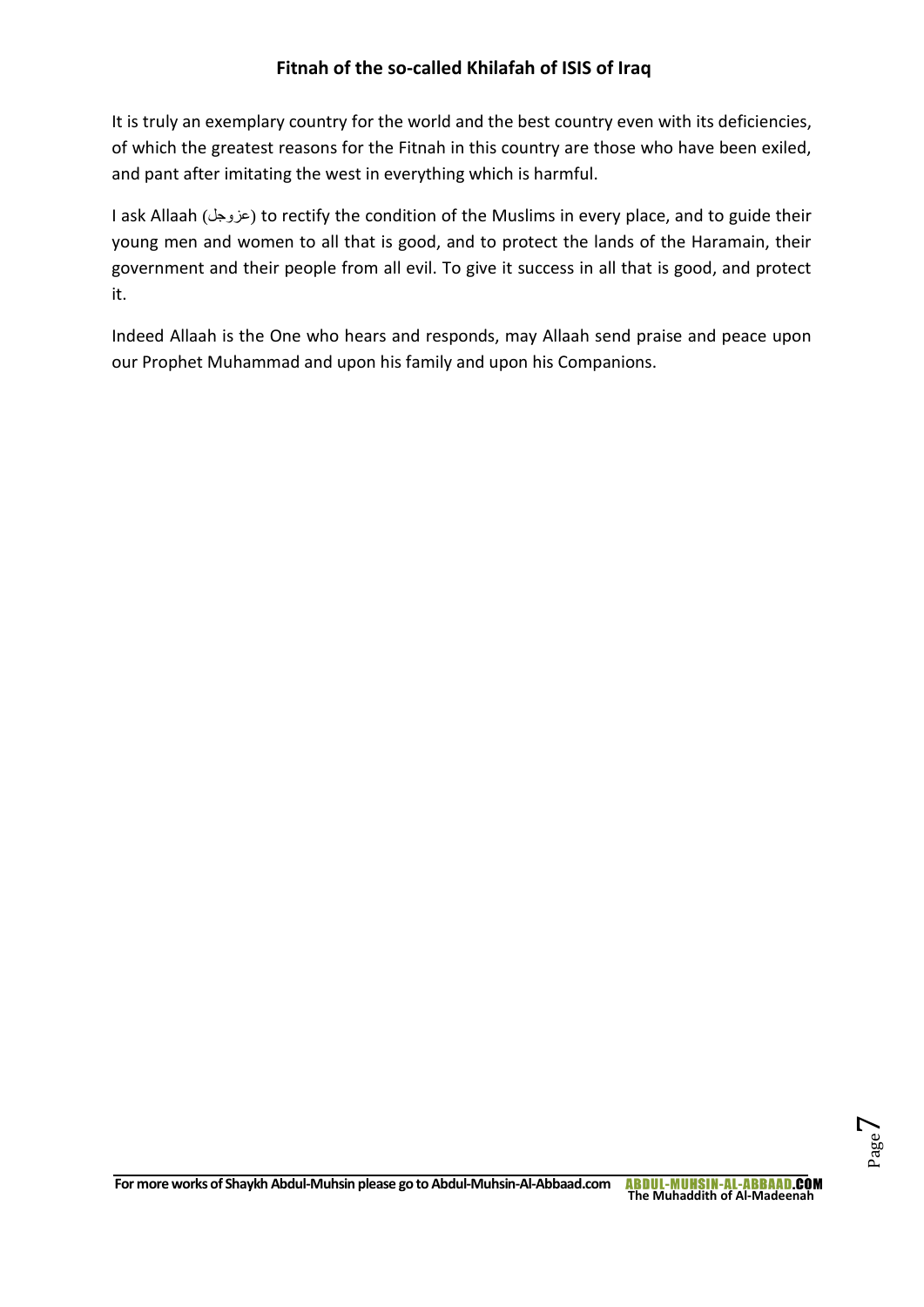It is truly an exemplary country for the world and the best country even with its deficiencies, of which the greatest reasons for the Fitnah in this country are those who have been exiled, and pant after imitating the west in everything which is harmful.

I ask Allaah (عزوجل) to rectify the condition of the Muslims in every place, and to guide their young men and women to all that is good, and to protect the lands of the Haramain, their government and their people from all evil. To give it success in all that is good, and protect it.

Indeed Allaah is the One who hears and responds, may Allaah send praise and peace upon our Prophet Muhammad and upon his family and upon his Companions.